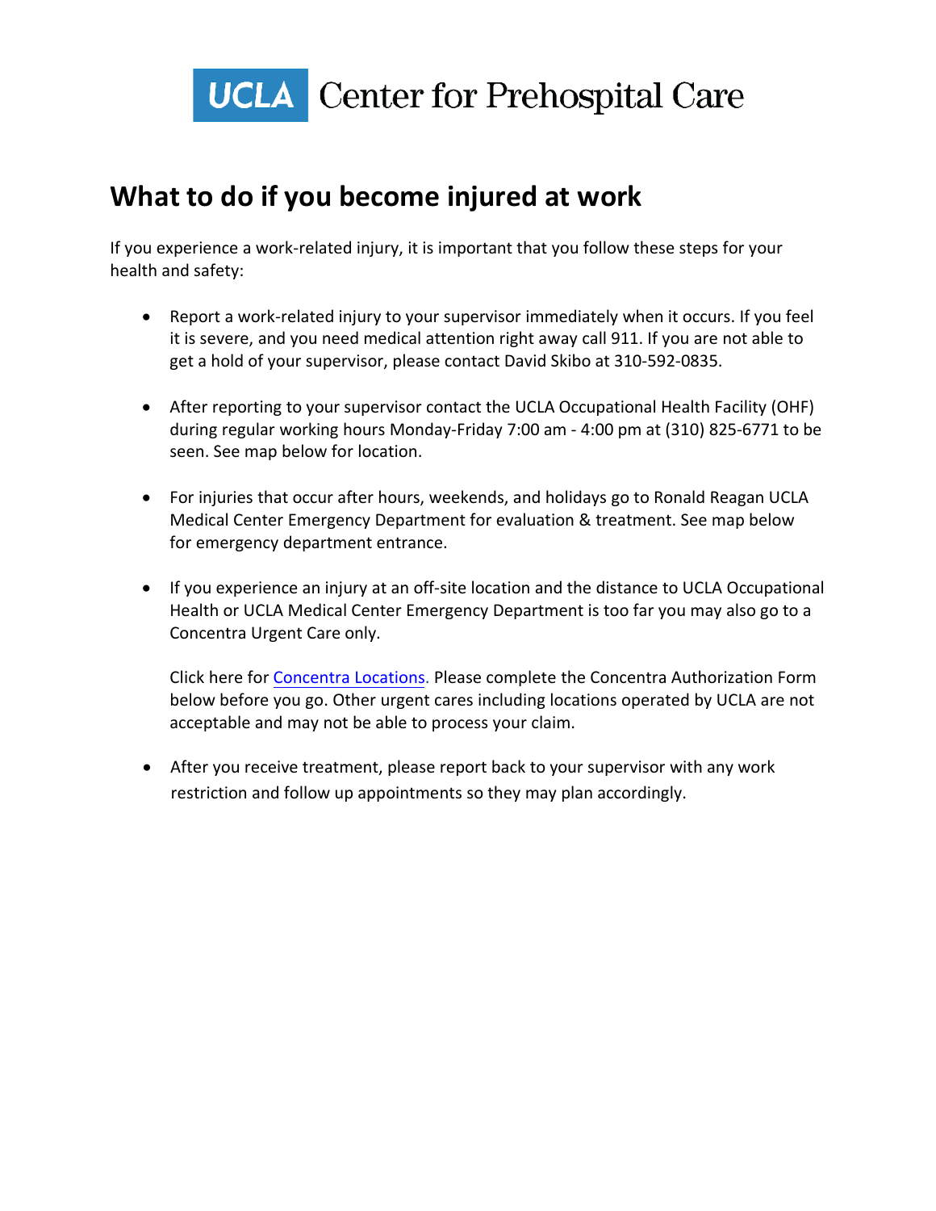UCLA Center for Prehospital Care

# What to do if you become injured at work

If you experience a work-related injury, it is important that you follow these steps for your health and safety:

- Report a work-related injury to your supervisor immediately when it occurs. If you feel it is severe, and you need medical attention right away call 911. If you are not able to get a hold of your supervisor, please contact David Skibo at 310-592-0835.

- After reporting to your supervisor contact the UCLA Occupational Health Facility (OHF) during regular working hours Monday-Friday 7:00 am - 4:00 pm at (310) 825-6771 to be seen. See map below for location.

- For injuries that occur after hours, weekends, and holidays go to Ronald Reagan UCLA Medical Center Emergency Department for evaluation & treatment. See map below for emergency department entrance.

- If you experience an injury at an off-site location and the distance to UCLA Occupational Health or UCLA Medical Center Emergency Department is too far you may also go to a Concentra Urgent Care only.

  Click here for Concentra Locations. Please complete the Concentra Authorization Form below before you go. Other urgent cares including locations operated by UCLA are not acceptable and may not be able to process your claim.

- After you receive treatment, please report back to your supervisor with any work restriction and follow up appointments so they may plan accordingly.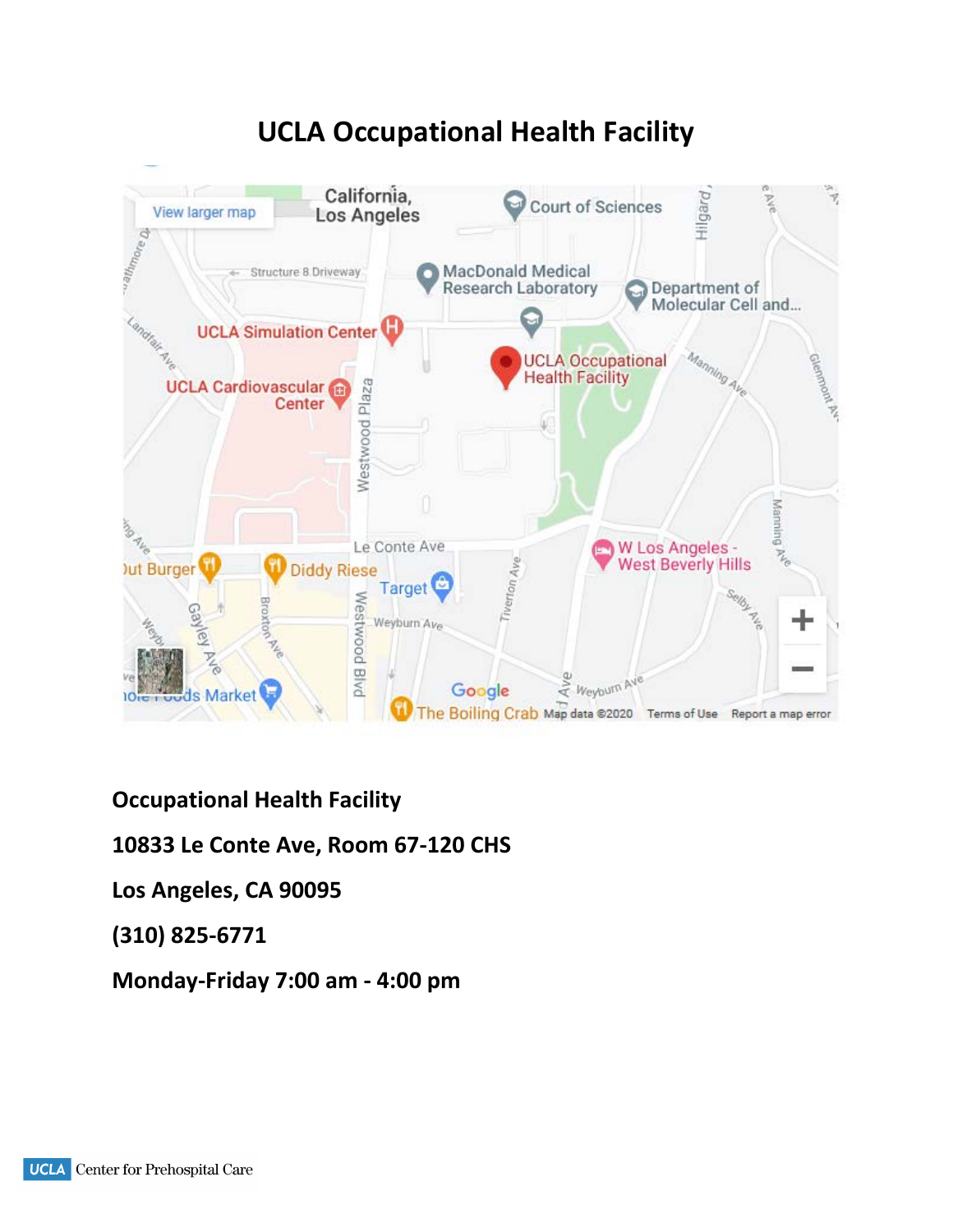# UCLA Occupational Health Facility

**Occupational Health Facility**

**10833 Le Conte Ave, Room 67-120 CHS**

**Los Angeles, CA 90095**

**(310) 825-6771**

**Monday-Friday 7:00 am - 4:00 pm**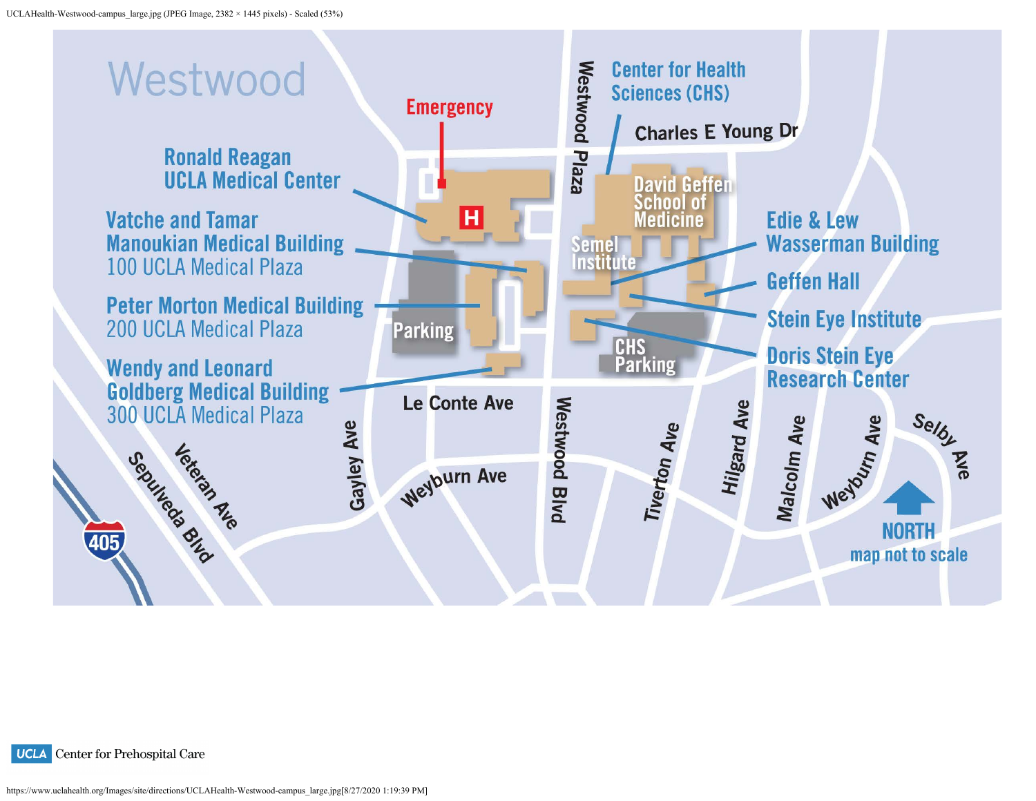UCLAHealth-Westwood-campus_large.jpg (JPEG Image, 2382 × 1445 pixels) - Scaled (53%)

# Westwood

Emergency

Ronald Reagan UCLA Medical Center

Vatche and Tamar Manoukian Medical Building
100 UCLA Medical Plaza

Peter Morton Medical Building
200 UCLA Medical Plaza

Wendy and Leonard Goldberg Medical Building
300 UCLA Medical Plaza

Parking

Center for Health Sciences (CHS)

Charles E Young Dr

Westwood Plaza

David Geffen School of Medicine

Semel Institute

Edie & Lew Wasserman Building

Geffen Hall

Stein Eye Institute

Doris Stein Eye Research Center

CHS Parking

Le Conte Ave

Gayley Ave

Weyburn Ave

Westwood Blvd

Tiverton Ave

Hilgard Ave

Malcolm Ave

Weyburn Ave

Selby Ave

Veteran Ave

Sepulveda Blvd

405

NORTH
map not to scale

UCLA Center for Prehospital Care

https://www.uclahealth.org/Images/site/directions/UCLAHealth-Westwood-campus_large.jpg[8/27/2020 1:19:39 PM]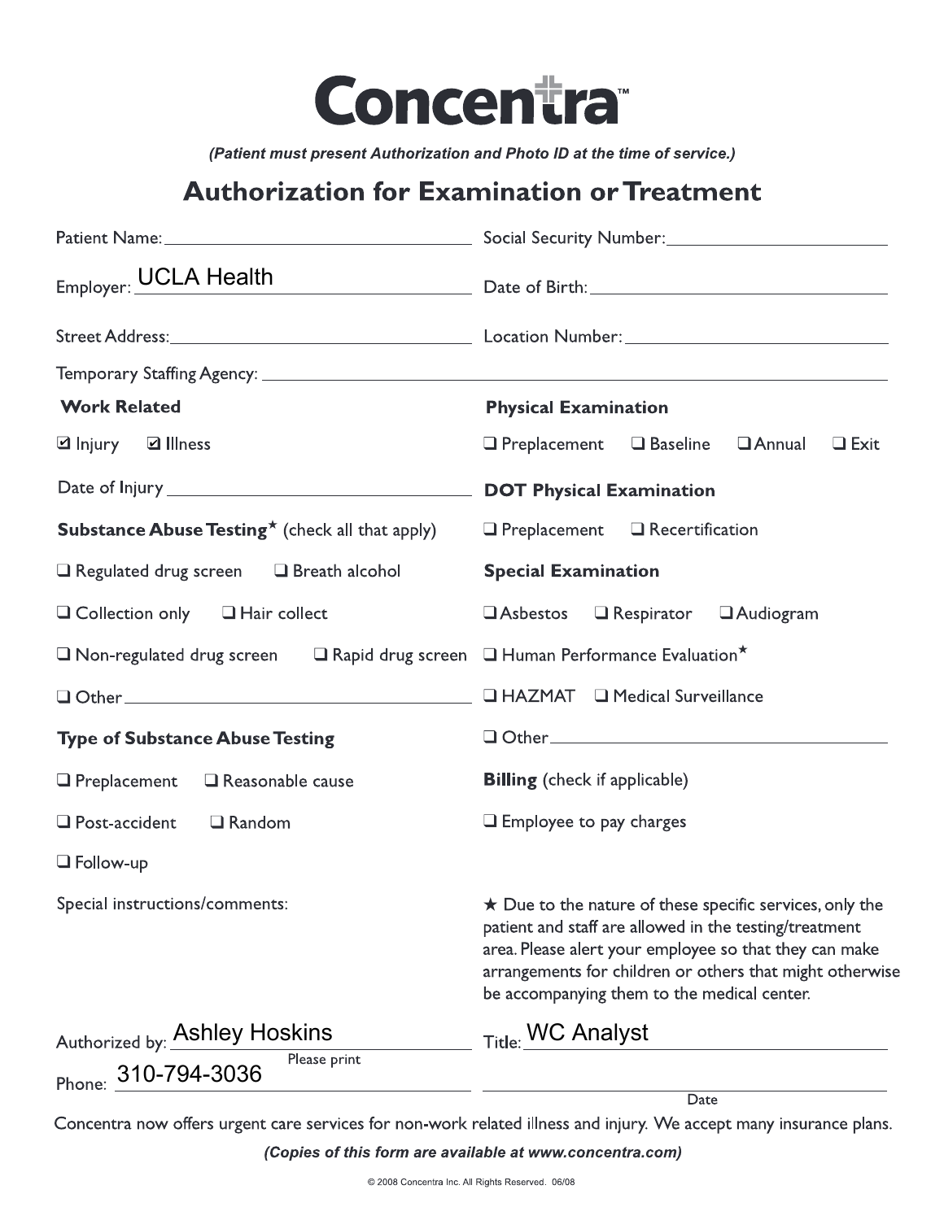# Concentra™

*(Patient must present Authorization and Photo ID at the time of service.)*

## Authorization for Examination or Treatment

Patient Name: ______________________ Social Security Number: ______________________

Employer: UCLA Health Date of Birth: ______________________

Street Address: ______________________ Location Number: ______________________

Temporary Staffing Agency: ______________________

**Work Related**

☑ Injury ☑ Illness

Date of Injury ______________________

**Substance Abuse Testing**★ (check all that apply)

☐ Regulated drug screen ☐ Breath alcohol

☐ Collection only ☐ Hair collect

☐ Non-regulated drug screen ☐ Rapid drug screen

☐ Other ______________________

**Type of Substance Abuse Testing**

☐ Preplacement ☐ Reasonable cause

☐ Post-accident ☐ Random

☐ Follow-up

Special instructions/comments:

**Physical Examination**

☐ Preplacement ☐ Baseline ☐ Annual ☐ Exit

**DOT Physical Examination**

☐ Preplacement ☐ Recertification

**Special Examination**

☐ Asbestos ☐ Respirator ☐ Audiogram

☐ Human Performance Evaluation★

☐ HAZMAT ☐ Medical Surveillance

☐ Other ______________________

**Billing** (check if applicable)

☐ Employee to pay charges

★ Due to the nature of these specific services, only the patient and staff are allowed in the testing/treatment area. Please alert your employee so that they can make arrangements for children or others that might otherwise be accompanying them to the medical center.

Authorized by: Ashley Hoskins (Please print) Title: WC Analyst

Phone: 310-794-3036 ______________________ Date

Concentra now offers urgent care services for non-work related illness and injury. We accept many insurance plans.

*(Copies of this form are available at www.concentra.com)*

© 2008 Concentra Inc. All Rights Reserved. 06/08